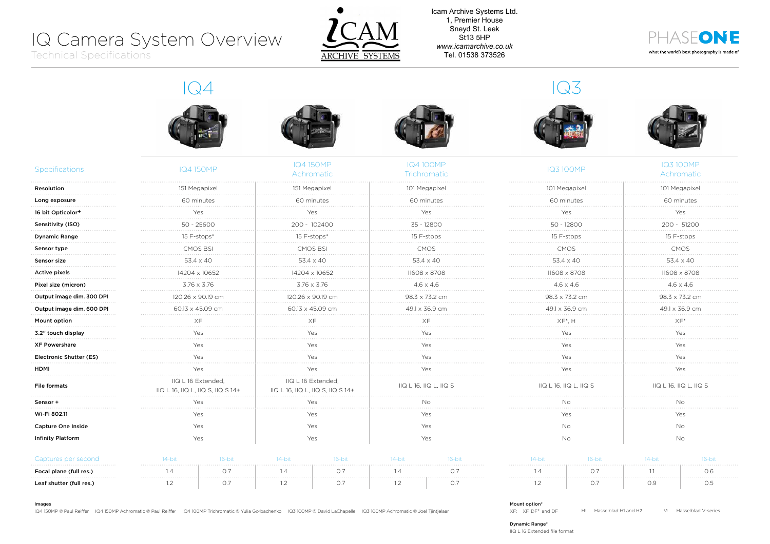# IQ Camera System Overview

Technical Specifications

Icam Archive Systems Ltd.
1, Premier House
Sneyd St. Leek
St13 5HP
*www.icamarchive.co.uk*
Tel. 01538 373526

PHASEONE
what the world's best photography is made of

| | IQ4 | | | IQ3 | |
|---|---|---|---|---|---|
| **Specifications** | IQ4 150MP | IQ4 150MP Achromatic | IQ4 100MP Trichromatic | IQ3 100MP | IQ3 100MP Achromatic |
| **Resolution** | 151 Megapixel | 151 Megapixel | 101 Megapixel | 101 Megapixel | 101 Megapixel |
| **Long exposure** | 60 minutes | 60 minutes | 60 minutes | 60 minutes | 60 minutes |
| **16 bit Opticolor+** | Yes | Yes | Yes | Yes | Yes |
| **Sensitivity (ISO)** | 50 - 25600 | 200 - 102400 | 35 - 12800 | 50 - 12800 | 200 - 51200 |
| **Dynamic Range** | 15 F-stops* | 15 F-stops* | 15 F-stops | 15 F-stops | 15 F-stops |
| **Sensor type** | CMOS BSI | CMOS BSI | CMOS | CMOS | CMOS |
| **Sensor size** | 53.4 x 40 | 53.4 x 40 | 53.4 x 40 | 53.4 x 40 | 53.4 x 40 |
| **Active pixels** | 14204 x 10652 | 14204 x 10652 | 11608 x 8708 | 11608 x 8708 | 11608 x 8708 |
| **Pixel size (micron)** | 3.76 x 3.76 | 3.76 x 3.76 | 4.6 x 4.6 | 4.6 x 4.6 | 4.6 x 4.6 |
| **Output image dim. 300 DPI** | 120.26 x 90.19 cm | 120.26 x 90.19 cm | 98.3 x 73.2 cm | 98.3 x 73.2 cm | 98.3 x 73.2 cm |
| **Output image dim. 600 DPI** | 60.13 x 45.09 cm | 60.13 x 45.09 cm | 49.1 x 36.9 cm | 49.1 x 36.9 cm | 49.1 x 36.9 cm |
| **Mount option** | XF | XF | XF | XF*, H | XF* |
| **3.2" touch display** | Yes | Yes | Yes | Yes | Yes |
| **XF Powershare** | Yes | Yes | Yes | Yes | Yes |
| **Electronic Shutter (ES)** | Yes | Yes | Yes | Yes | Yes |
| **HDMI** | Yes | Yes | Yes | Yes | Yes |
| **File formats** | IIQ L 16 Extended, IIQ L 16, IIQ L, IIQ S, IIQ S 14+ | IIQ L 16 Extended, IIQ L 16, IIQ L, IIQ S, IIQ S 14+ | IIQ L 16, IIQ L, IIQ S | IIQ L 16, IIQ L, IIQ S | IIQ L 16, IIQ L, IIQ S |
| **Sensor +** | Yes | Yes | No | No | No |
| **Wi-Fi 802.11** | Yes | Yes | Yes | Yes | Yes |
| **Capture One Inside** | Yes | Yes | Yes | No | No |
| **Infinity Platform** | Yes | Yes | Yes | No | No |

| Captures per second | IQ4 150MP 14-bit | IQ4 150MP 16-bit | IQ4 150MP Achromatic 14-bit | IQ4 150MP Achromatic 16-bit | IQ4 100MP Trichromatic 14-bit | IQ4 100MP Trichromatic 16-bit | IQ3 100MP 14-bit | IQ3 100MP 16-bit | IQ3 100MP Achromatic 14-bit | IQ3 100MP Achromatic 16-bit |
|---|---|---|---|---|---|---|---|---|---|---|
| **Focal plane (full res.)** | 1.4 | 0.7 | 1.4 | 0.7 | 1.4 | 0.7 | 1.4 | 0.7 | 1.1 | 0.6 |
| **Leaf shutter (full res.)** | 1.2 | 0.7 | 1.2 | 0.7 | 1.2 | 0.7 | 1.2 | 0.7 | 0.9 | 0.5 |

**Images**
IQ4 150MP © Paul Reiffer  IQ4 150MP Achromatic © Paul Reiffer  IQ4 100MP Trichromatic © Yulia Gorbachenko  IQ3 100MP © David LaChapelle  IQ3 100MP Achromatic © Joel Tjintjelaar

**Mount option***
XF: XF, DF+ and DF  H: Hasselblad H1 and H2  V: Hasselblad V-series

**Dynamic Range***
IIQ L 16 Extended file format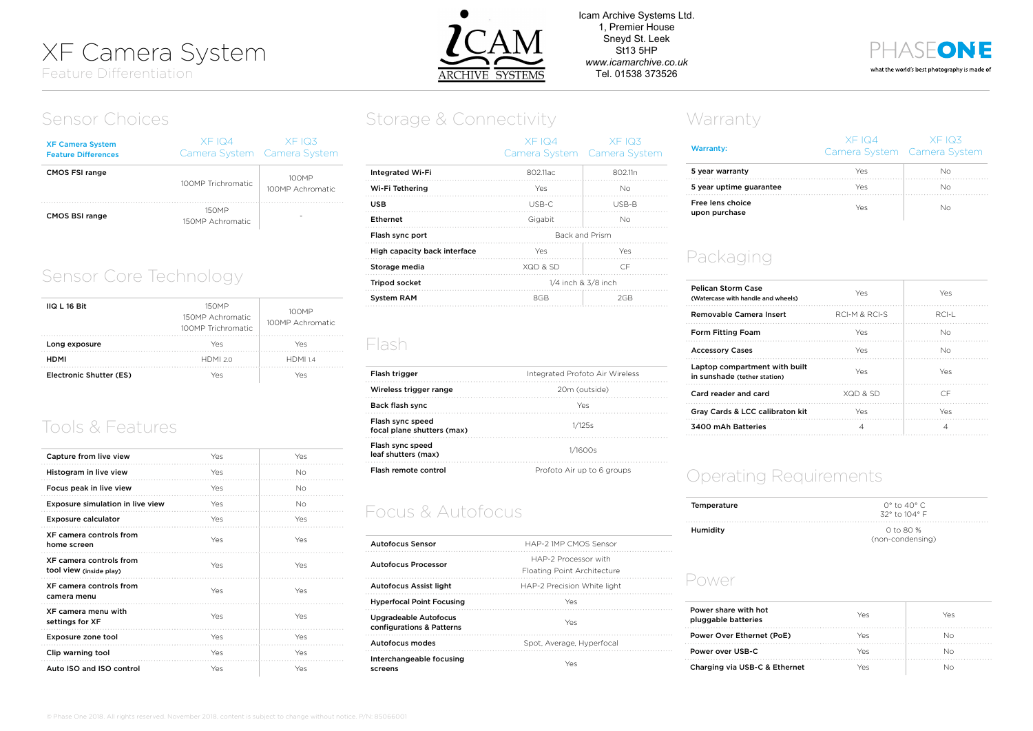# XF Camera System

Feature Differentiation

Icam Archive Systems Ltd.
1, Premier House
Sneyd St. Leek
St13 5HP
www.icamarchive.co.uk
Tel. 01538 373526

PHASEONE
what the world's best photography is made of

## Sensor Choices

| XF Camera System Feature Differences | XF IQ4 Camera System | XF IQ3 Camera System |
|---|---|---|
| CMOS FSI range | 100MP Trichromatic | 100MP<br>100MP Achromatic |
| CMOS BSI range | 150MP<br>150MP Achromatic | - |

## Sensor Core Technology

| | | |
|---|---|---|
| IIQ L 16 Bit | 150MP<br>150MP Achromatic<br>100MP Trichromatic | 100MP<br>100MP Achromatic |
| Long exposure | Yes | Yes |
| HDMI | HDMI 2.0 | HDMI 1.4 |
| Electronic Shutter (ES) | Yes | Yes |

## Tools & Features

| | | |
|---|---|---|
| Capture from live view | Yes | Yes |
| Histogram in live view | Yes | No |
| Focus peak in live view | Yes | No |
| Exposure simulation in live view | Yes | No |
| Exposure calculator | Yes | Yes |
| XF camera controls from home screen | Yes | Yes |
| XF camera controls from tool view (inside play) | Yes | Yes |
| XF camera controls from camera menu | Yes | Yes |
| XF camera menu with settings for XF | Yes | Yes |
| Exposure zone tool | Yes | Yes |
| Clip warning tool | Yes | Yes |
| Auto ISO and ISO control | Yes | Yes |

## Storage & Connectivity

| | XF IQ4 Camera System | XF IQ3 Camera System |
|---|---|---|
| Integrated Wi-Fi | 802.11ac | 802.11n |
| Wi-Fi Tethering | Yes | No |
| USB | USB-C | USB-B |
| Ethernet | Gigabit | No |
| Flash sync port | Back and Prism | |
| High capacity back interface | Yes | Yes |
| Storage media | XQD & SD | CF |
| Tripod socket | 1/4 inch & 3/8 inch | |
| System RAM | 8GB | 2GB |

## Flash

| | |
|---|---|
| Flash trigger | Integrated Profoto Air Wireless |
| Wireless trigger range | 20m (outside) |
| Back flash sync | Yes |
| Flash sync speed focal plane shutters (max) | 1/125s |
| Flash sync speed leaf shutters (max) | 1/1600s |
| Flash remote control | Profoto Air up to 6 groups |

## Focus & Autofocus

| | |
|---|---|
| Autofocus Sensor | HAP-2 1MP CMOS Sensor |
| Autofocus Processor | HAP-2 Processor with Floating Point Architecture |
| Autofocus Assist light | HAP-2 Precision White light |
| Hyperfocal Point Focusing | Yes |
| Upgradeable Autofocus configurations & Patterns | Yes |
| Autofocus modes | Spot, Average, Hyperfocal |
| Interchangeable focusing screens | Yes |

## Warranty

| Warranty: | XF IQ4 Camera System | XF IQ3 Camera System |
|---|---|---|
| 5 year warranty | Yes | No |
| 5 year uptime guarantee | Yes | No |
| Free lens choice upon purchase | Yes | No |

## Packaging

| | | |
|---|---|---|
| Pelican Storm Case (Watercase with handle and wheels) | Yes | Yes |
| Removable Camera Insert | RCI-M & RCI-S | RCI-L |
| Form Fitting Foam | Yes | No |
| Accessory Cases | Yes | No |
| Laptop compartment with built in sunshade (tether station) | Yes | Yes |
| Card reader and card | XQD & SD | CF |
| Gray Cards & LCC calibraton kit | Yes | Yes |
| 3400 mAh Batteries | 4 | 4 |

## Operating Requirements

| | |
|---|---|
| Temperature | 0° to 40° C<br>32° to 104° F |
| Humidity | 0 to 80 %<br>(non-condensing) |

## Power

| | | |
|---|---|---|
| Power share with hot pluggable batteries | Yes | Yes |
| Power Over Ethernet (PoE) | Yes | No |
| Power over USB-C | Yes | No |
| Charging via USB-C & Ethernet | Yes | No |

© Phase One 2018. All rights reserved. November 2018, content is subject to change without notice. P/N: 85066001